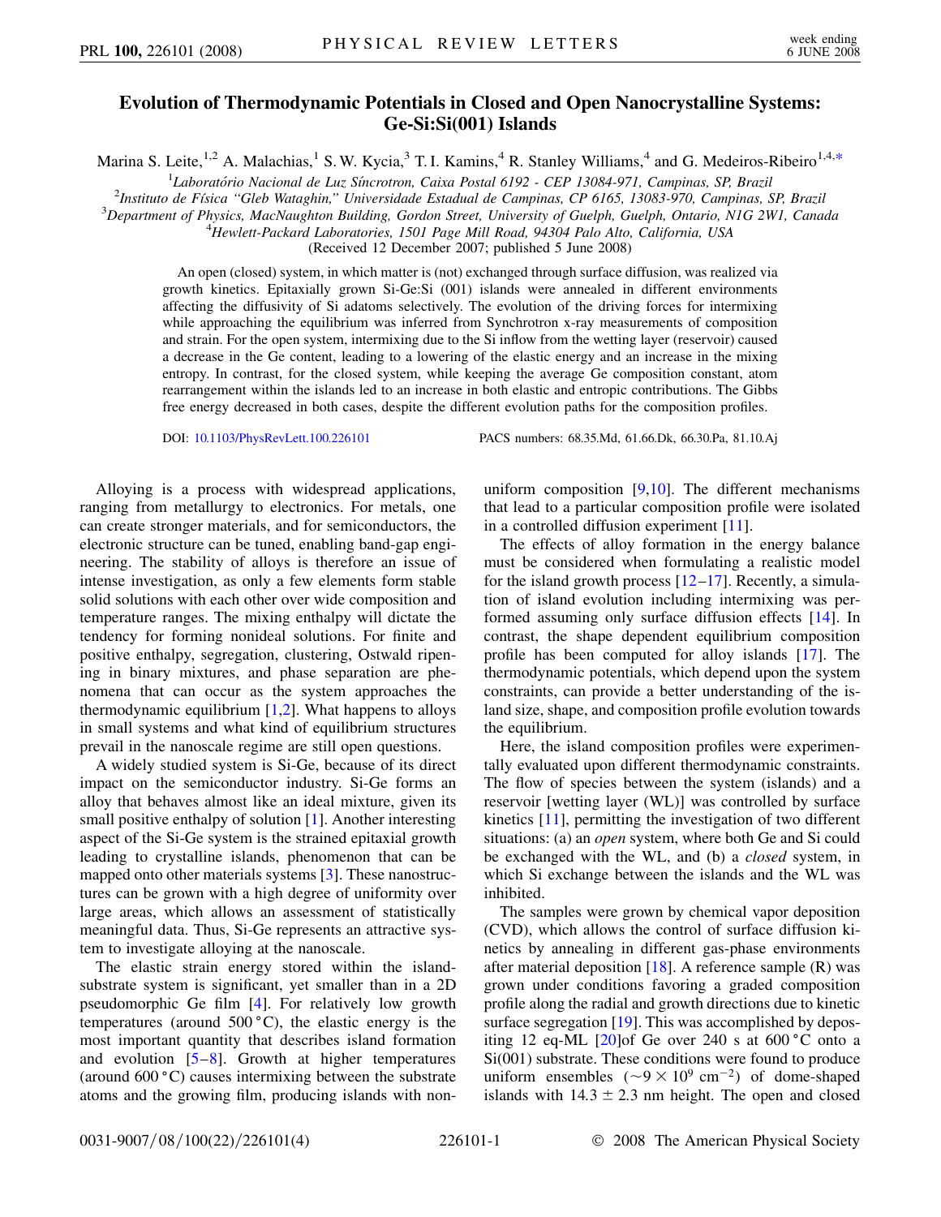# Evolution of Thermodynamic Potentials in Closed and Open Nanocrystalline Systems: Ge-Si:Si(001) Islands

Marina S. Leite,[1,2] A. Malachias,[1] S. W. Kycia,[3] T. I. Kamins,[4] R. Stanley Williams,[4] and G. Medeiros-Ribeiro[1,4,*]

[1]*Laboratório Nacional de Luz Síncrotron, Caixa Postal 6192 - CEP 13084-971, Campinas, SP, Brazil*

[2]*Instituto de Física "Gleb Wataghin," Universidade Estadual de Campinas, CP 6165, 13083-970, Campinas, SP, Brazil*

[3]*Department of Physics, MacNaughton Building, Gordon Street, University of Guelph, Guelph, Ontario, N1G 2W1, Canada*

[4]*Hewlett-Packard Laboratories, 1501 Page Mill Road, 94304 Palo Alto, California, USA*

(Received 12 December 2007; published 5 June 2008)

An open (closed) system, in which matter is (not) exchanged through surface diffusion, was realized via growth kinetics. Epitaxially grown Si-Ge:Si (001) islands were annealed in different environments affecting the diffusivity of Si adatoms selectively. The evolution of the driving forces for intermixing while approaching the equilibrium was inferred from Synchrotron x-ray measurements of composition and strain. For the open system, intermixing due to the Si inflow from the wetting layer (reservoir) caused a decrease in the Ge content, leading to a lowering of the elastic energy and an increase in the mixing entropy. In contrast, for the closed system, while keeping the average Ge composition constant, atom rearrangement within the islands led to an increase in both elastic and entropic contributions. The Gibbs free energy decreased in both cases, despite the different evolution paths for the composition profiles.

DOI: 10.1103/PhysRevLett.100.226101 PACS numbers: 68.35.Md, 61.66.Dk, 66.30.Pa, 81.10.Aj

Alloying is a process with widespread applications, ranging from metallurgy to electronics. For metals, one can create stronger materials, and for semiconductors, the electronic structure can be tuned, enabling band-gap engineering. The stability of alloys is therefore an issue of intense investigation, as only a few elements form stable solid solutions with each other over wide composition and temperature ranges. The mixing enthalpy will dictate the tendency for forming nonideal solutions. For finite and positive enthalpy, segregation, clustering, Ostwald ripening in binary mixtures, and phase separation are phenomena that can occur as the system approaches the thermodynamic equilibrium [1,2]. What happens to alloys in small systems and what kind of equilibrium structures prevail in the nanoscale regime are still open questions.

A widely studied system is Si-Ge, because of its direct impact on the semiconductor industry. Si-Ge forms an alloy that behaves almost like an ideal mixture, given its small positive enthalpy of solution [1]. Another interesting aspect of the Si-Ge system is the strained epitaxial growth leading to crystalline islands, phenomenon that can be mapped onto other materials systems [3]. These nanostructures can be grown with a high degree of uniformity over large areas, which allows an assessment of statistically meaningful data. Thus, Si-Ge represents an attractive system to investigate alloying at the nanoscale.

The elastic strain energy stored within the island-substrate system is significant, yet smaller than in a 2D pseudomorphic Ge film [4]. For relatively low growth temperatures (around 500 °C), the elastic energy is the most important quantity that describes island formation and evolution [5–8]. Growth at higher temperatures (around 600 °C) causes intermixing between the substrate atoms and the growing film, producing islands with nonuniform composition [9,10]. The different mechanisms that lead to a particular composition profile were isolated in a controlled diffusion experiment [11].

The effects of alloy formation in the energy balance must be considered when formulating a realistic model for the island growth process [12–17]. Recently, a simulation of island evolution including intermixing was performed assuming only surface diffusion effects [14]. In contrast, the shape dependent equilibrium composition profile has been computed for alloy islands [17]. The thermodynamic potentials, which depend upon the system constraints, can provide a better understanding of the island size, shape, and composition profile evolution towards the equilibrium.

Here, the island composition profiles were experimentally evaluated upon different thermodynamic constraints. The flow of species between the system (islands) and a reservoir [wetting layer (WL)] was controlled by surface kinetics [11], permitting the investigation of two different situations: (a) an *open* system, where both Ge and Si could be exchanged with the WL, and (b) a *closed* system, in which Si exchange between the islands and the WL was inhibited.

The samples were grown by chemical vapor deposition (CVD), which allows the control of surface diffusion kinetics by annealing in different gas-phase environments after material deposition [18]. A reference sample (R) was grown under conditions favoring a graded composition profile along the radial and growth directions due to kinetic surface segregation [19]. This was accomplished by depositing 12 eq-ML [20]of Ge over 240 s at 600 °C onto a Si(001) substrate. These conditions were found to produce uniform ensembles ($\sim 9 \times 10^9$ cm$^{-2}$) of dome-shaped islands with $14.3 \pm 2.3$ nm height. The open and closed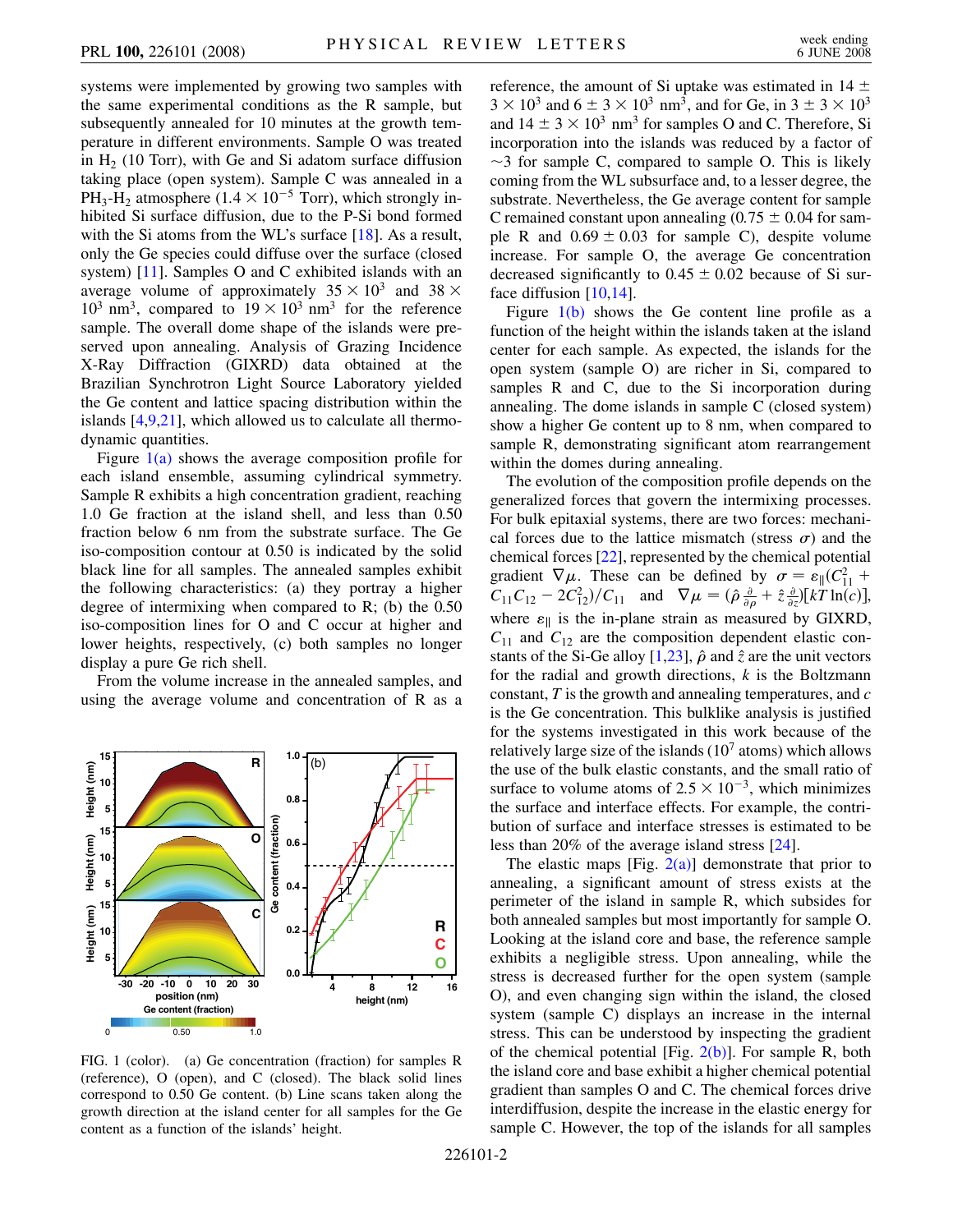systems were implemented by growing two samples with the same experimental conditions as the R sample, but subsequently annealed for 10 minutes at the growth temperature in different environments. Sample O was treated in $H_2$ (10 Torr), with Ge and Si adatom surface diffusion taking place (open system). Sample C was annealed in a $PH_3$-$H_2$ atmosphere ($1.4 \times 10^{-5}$ Torr), which strongly inhibited Si surface diffusion, due to the P-Si bond formed with the Si atoms from the WL's surface [18]. As a result, only the Ge species could diffuse over the surface (closed system) [11]. Samples O and C exhibited islands with an average volume of approximately $35 \times 10^3$ and $38 \times 10^3$ nm$^3$, compared to $19 \times 10^3$ nm$^3$ for the reference sample. The overall dome shape of the islands were preserved upon annealing. Analysis of Grazing Incidence X-Ray Diffraction (GIXRD) data obtained at the Brazilian Synchrotron Light Source Laboratory yielded the Ge content and lattice spacing distribution within the islands [4,9,21], which allowed us to calculate all thermodynamic quantities.

Figure 1(a) shows the average composition profile for each island ensemble, assuming cylindrical symmetry. Sample R exhibits a high concentration gradient, reaching 1.0 Ge fraction at the island shell, and less than 0.50 fraction below 6 nm from the substrate surface. The Ge iso-composition contour at 0.50 is indicated by the solid black line for all samples. The annealed samples exhibit the following characteristics: (a) they portray a higher degree of intermixing when compared to R; (b) the 0.50 iso-composition lines for O and C occur at higher and lower heights, respectively, (c) both samples no longer display a pure Ge rich shell.

From the volume increase in the annealed samples, and using the average volume and concentration of R as a reference, the amount of Si uptake was estimated in $14 \pm 3 \times 10^3$ and $6 \pm 3 \times 10^3$ nm$^3$, and for Ge, in $3 \pm 3 \times 10^3$ and $14 \pm 3 \times 10^3$ nm$^3$ for samples O and C. Therefore, Si incorporation into the islands was reduced by a factor of $\sim$3 for sample C, compared to sample O. This is likely coming from the WL subsurface and, to a lesser degree, the substrate. Nevertheless, the Ge average content for sample C remained constant upon annealing ($0.75 \pm 0.04$ for sample R and $0.69 \pm 0.03$ for sample C), despite volume increase. For sample O, the average Ge concentration decreased significantly to $0.45 \pm 0.02$ because of Si surface diffusion [10,14].

FIG. 1 (color). (a) Ge concentration (fraction) for samples R (reference), O (open), and C (closed). The black solid lines correspond to 0.50 Ge content. (b) Line scans taken along the growth direction at the island center for all samples for the Ge content as a function of the islands' height.

Figure 1(b) shows the Ge content line profile as a function of the height within the islands taken at the island center for each sample. As expected, the islands for the open system (sample O) are richer in Si, compared to samples R and C, due to the Si incorporation during annealing. The dome islands in sample C (closed system) show a higher Ge content up to 8 nm, when compared to sample R, demonstrating significant atom rearrangement within the domes during annealing.

The evolution of the composition profile depends on the generalized forces that govern the intermixing processes. For bulk epitaxial systems, there are two forces: mechanical forces due to the lattice mismatch (stress $\sigma$) and the chemical forces [22], represented by the chemical potential gradient $\nabla\mu$. These can be defined by $\sigma = \varepsilon_{\parallel}(C_{11}^2 + C_{11}C_{12} - 2C_{12}^2)/C_{11}$ and $\nabla\mu = (\hat{\rho}\frac{\partial}{\partial \rho} + \hat{z}\frac{\partial}{\partial z})[kT\ln(c)]$, where $\varepsilon_{\parallel}$ is the in-plane strain as measured by GIXRD, $C_{11}$ and $C_{12}$ are the composition dependent elastic constants of the Si-Ge alloy [1,23], $\hat{\rho}$ and $\hat{z}$ are the unit vectors for the radial and growth directions, $k$ is the Boltzmann constant, $T$ is the growth and annealing temperatures, and $c$ is the Ge concentration. This bulklike analysis is justified for the systems investigated in this work because of the relatively large size of the islands ($10^7$ atoms) which allows the use of the bulk elastic constants, and the small ratio of surface to volume atoms of $2.5 \times 10^{-3}$, which minimizes the surface and interface effects. For example, the contribution of surface and interface stresses is estimated to be less than 20% of the average island stress [24].

The elastic maps [Fig. 2(a)] demonstrate that prior to annealing, a significant amount of stress exists at the perimeter of the island in sample R, which subsides for both annealed samples but most importantly for sample O. Looking at the island core and base, the reference sample exhibits a negligible stress. Upon annealing, while the stress is decreased further for the open system (sample O), and even changing sign within the island, the closed system (sample C) displays an increase in the internal stress. This can be understood by inspecting the gradient of the chemical potential [Fig. 2(b)]. For sample R, both the island core and base exhibit a higher chemical potential gradient than samples O and C. The chemical forces drive interdiffusion, despite the increase in the elastic energy for sample C. However, the top of the islands for all samples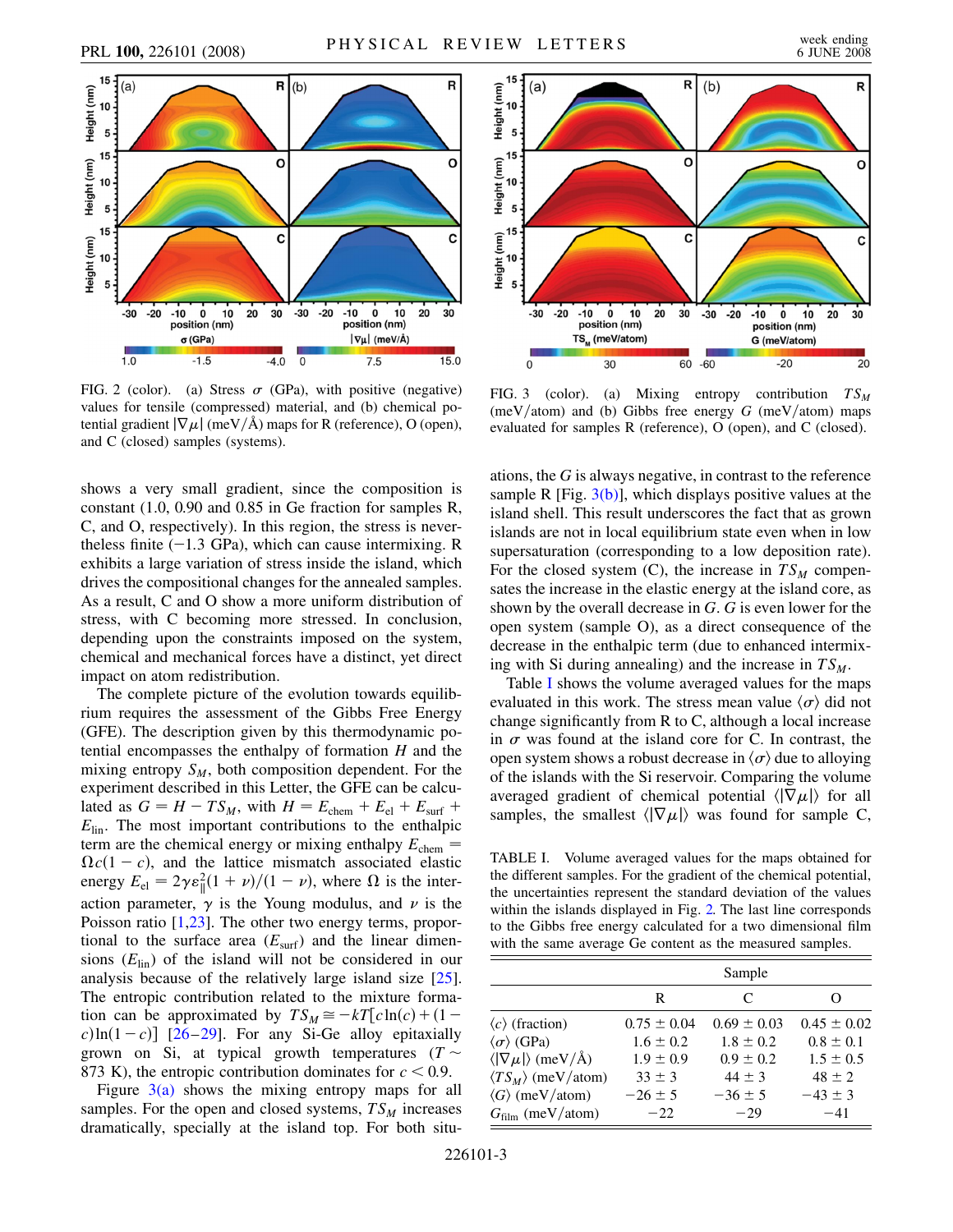FIG. 2 (color). (a) Stress $\sigma$ (GPa), with positive (negative) values for tensile (compressed) material, and (b) chemical potential gradient $|\nabla\mu|$ (meV/Å) maps for R (reference), O (open), and C (closed) samples (systems).

FIG. 3 (color). (a) Mixing entropy contribution $TS_M$ (meV/atom) and (b) Gibbs free energy $G$ (meV/atom) maps evaluated for samples R (reference), O (open), and C (closed).

shows a very small gradient, since the composition is constant (1.0, 0.90 and 0.85 in Ge fraction for samples R, C, and O, respectively). In this region, the stress is nevertheless finite (−1.3 GPa), which can cause intermixing. R exhibits a large variation of stress inside the island, which drives the compositional changes for the annealed samples. As a result, C and O show a more uniform distribution of stress, with C becoming more stressed. In conclusion, depending upon the constraints imposed on the system, chemical and mechanical forces have a distinct, yet direct impact on atom redistribution.

The complete picture of the evolution towards equilibrium requires the assessment of the Gibbs Free Energy (GFE). The description given by this thermodynamic potential encompasses the enthalpy of formation $H$ and the mixing entropy $S_M$, both composition dependent. For the experiment described in this Letter, the GFE can be calculated as $G = H - TS_M$, with $H = E_{\mathrm{chem}} + E_{\mathrm{el}} + E_{\mathrm{surf}} + E_{\mathrm{lin}}$. The most important contributions to the enthalpic term are the chemical energy or mixing enthalpy $E_{\mathrm{chem}} = \Omega c(1-c)$, and the lattice mismatch associated elastic energy $E_{\mathrm{el}} = 2\gamma\varepsilon_{\parallel}^2(1+\nu)/(1-\nu)$, where $\Omega$ is the interaction parameter, $\gamma$ is the Young modulus, and $\nu$ is the Poisson ratio [1,23]. The other two energy terms, proportional to the surface area ($E_{\mathrm{surf}}$) and the linear dimensions ($E_{\mathrm{lin}}$) of the island will not be considered in our analysis because of the relatively large island size [25]. The entropic contribution related to the mixture formation can be approximated by $TS_M \cong -kT[c\ln(c) + (1-c)\ln(1-c)]$ [26–29]. For any Si-Ge alloy epitaxially grown on Si, at typical growth temperatures ($T \sim 873$ K), the entropic contribution dominates for $c < 0.9$.

Figure 3(a) shows the mixing entropy maps for all samples. For the open and closed systems, $TS_M$ increases dramatically, specially at the island top. For both situations, the $G$ is always negative, in contrast to the reference sample R [Fig. 3(b)], which displays positive values at the island shell. This result underscores the fact that as grown islands are not in local equilibrium state even when in low supersaturation (corresponding to a low deposition rate). For the closed system (C), the increase in $TS_M$ compensates the increase in the elastic energy at the island core, as shown by the overall decrease in $G$. $G$ is even lower for the open system (sample O), as a direct consequence of the decrease in the enthalpic term (due to enhanced intermixing with Si during annealing) and the increase in $TS_M$.

Table I shows the volume averaged values for the maps evaluated in this work. The stress mean value $\langle\sigma\rangle$ did not change significantly from R to C, although a local increase in $\sigma$ was found at the island core for C. In contrast, the open system shows a robust decrease in $\langle\sigma\rangle$ due to alloying of the islands with the Si reservoir. Comparing the volume averaged gradient of chemical potential $\langle|\nabla\mu|\rangle$ for all samples, the smallest $\langle|\nabla\mu|\rangle$ was found for sample C,

TABLE I. Volume averaged values for the maps obtained for the different samples. For the gradient of the chemical potential, the uncertainties represent the standard deviation of the values within the islands displayed in Fig. 2. The last line corresponds to the Gibbs free energy calculated for a two dimensional film with the same average Ge content as the measured samples.

| | Sample | | |
|---|---|---|---|
| | R | C | O |
| $\langle c\rangle$ (fraction) | $0.75 \pm 0.04$ | $0.69 \pm 0.03$ | $0.45 \pm 0.02$ |
| $\langle\sigma\rangle$ (GPa) | $1.6 \pm 0.2$ | $1.8 \pm 0.2$ | $0.8 \pm 0.1$ |
| $\langle\lvert\nabla\mu\rvert\rangle$ (meV/Å) | $1.9 \pm 0.9$ | $0.9 \pm 0.2$ | $1.5 \pm 0.5$ |
| $\langle TS_M\rangle$ (meV/atom) | $33 \pm 3$ | $44 \pm 3$ | $48 \pm 2$ |
| $\langle G\rangle$ (meV/atom) | $-26 \pm 5$ | $-36 \pm 5$ | $-43 \pm 3$ |
| $G_{\mathrm{film}}$ (meV/atom) | $-22$ | $-29$ | $-41$ |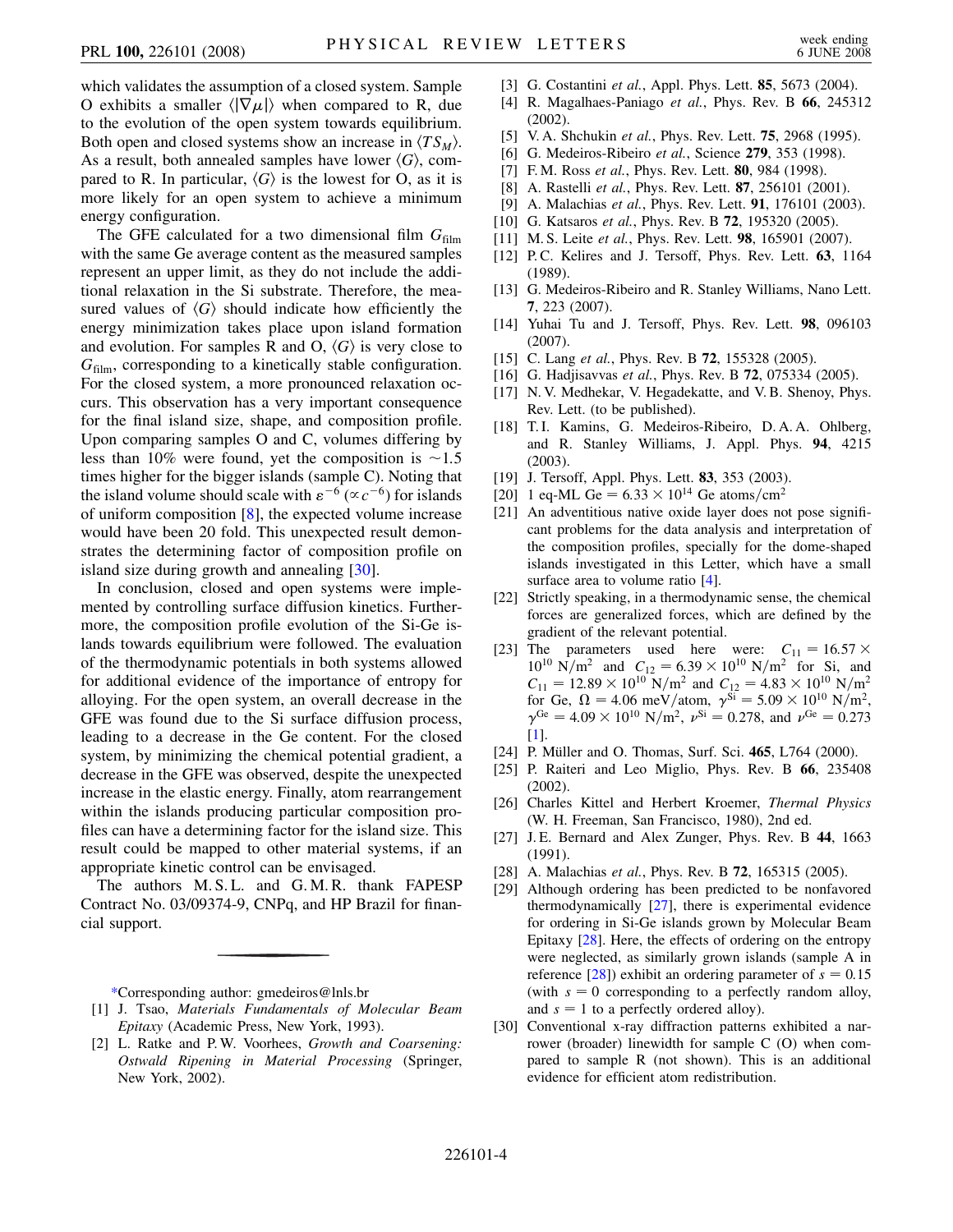which validates the assumption of a closed system. Sample O exhibits a smaller $\langle|\nabla\mu|\rangle$ when compared to R, due to the evolution of the open system towards equilibrium. Both open and closed systems show an increase in $\langle TS_M\rangle$. As a result, both annealed samples have lower $\langle G\rangle$, compared to R. In particular, $\langle G\rangle$ is the lowest for O, as it is more likely for an open system to achieve a minimum energy configuration.

The GFE calculated for a two dimensional film $G_{\rm film}$ with the same Ge average content as the measured samples represent an upper limit, as they do not include the additional relaxation in the Si substrate. Therefore, the measured values of $\langle G\rangle$ should indicate how efficiently the energy minimization takes place upon island formation and evolution. For samples R and O, $\langle G\rangle$ is very close to $G_{\rm film}$, corresponding to a kinetically stable configuration. For the closed system, a more pronounced relaxation occurs. This observation has a very important consequence for the final island size, shape, and composition profile. Upon comparing samples O and C, volumes differing by less than 10% were found, yet the composition is $\sim$1.5 times higher for the bigger islands (sample C). Noting that the island volume should scale with $\varepsilon^{-6}$ ($\propto c^{-6}$) for islands of uniform composition [8], the expected volume increase would have been 20 fold. This unexpected result demonstrates the determining factor of composition profile on island size during growth and annealing [30].

In conclusion, closed and open systems were implemented by controlling surface diffusion kinetics. Furthermore, the composition profile evolution of the Si-Ge islands towards equilibrium were followed. The evaluation of the thermodynamic potentials in both systems allowed for additional evidence of the importance of entropy for alloying. For the open system, an overall decrease in the GFE was found due to the Si surface diffusion process, leading to a decrease in the Ge content. For the closed system, by minimizing the chemical potential gradient, a decrease in the GFE was observed, despite the unexpected increase in the elastic energy. Finally, atom rearrangement within the islands producing particular composition profiles can have a determining factor for the island size. This result could be mapped to other material systems, if an appropriate kinetic control can be envisaged.

The authors M. S. L. and G. M. R. thank FAPESP Contract No. 03/09374-9, CNPq, and HP Brazil for financial support.

---

*Corresponding author: gmedeiros@lnls.br

[1] J. Tsao, *Materials Fundamentals of Molecular Beam Epitaxy* (Academic Press, New York, 1993).

[2] L. Ratke and P. W. Voorhees, *Growth and Coarsening: Ostwald Ripening in Material Processing* (Springer, New York, 2002).

[3] G. Costantini *et al.*, Appl. Phys. Lett. **85**, 5673 (2004).

[4] R. Magalhaes-Paniago *et al.*, Phys. Rev. B **66**, 245312 (2002).

[5] V. A. Shchukin *et al.*, Phys. Rev. Lett. **75**, 2968 (1995).

[6] G. Medeiros-Ribeiro *et al.*, Science **279**, 353 (1998).

[7] F. M. Ross *et al.*, Phys. Rev. Lett. **80**, 984 (1998).

[8] A. Rastelli *et al.*, Phys. Rev. Lett. **87**, 256101 (2001).

[9] A. Malachias *et al.*, Phys. Rev. Lett. **91**, 176101 (2003).

[10] G. Katsaros *et al.*, Phys. Rev. B **72**, 195320 (2005).

[11] M. S. Leite *et al.*, Phys. Rev. Lett. **98**, 165901 (2007).

[12] P. C. Kelires and J. Tersoff, Phys. Rev. Lett. **63**, 1164 (1989).

[13] G. Medeiros-Ribeiro and R. Stanley Williams, Nano Lett. **7**, 223 (2007).

[14] Yuhai Tu and J. Tersoff, Phys. Rev. Lett. **98**, 096103 (2007).

[15] C. Lang *et al.*, Phys. Rev. B **72**, 155328 (2005).

[16] G. Hadjisavvas *et al.*, Phys. Rev. B **72**, 075334 (2005).

[17] N. V. Medhekar, V. Hegadekatte, and V. B. Shenoy, Phys. Rev. Lett. (to be published).

[18] T. I. Kamins, G. Medeiros-Ribeiro, D. A. A. Ohlberg, and R. Stanley Williams, J. Appl. Phys. **94**, 4215 (2003).

[19] J. Tersoff, Appl. Phys. Lett. **83**, 353 (2003).

[20] 1 eq-ML Ge = $6.33 \times 10^{14}$ Ge atoms/cm$^2$

[21] An adventitious native oxide layer does not pose significant problems for the data analysis and interpretation of the composition profiles, specially for the dome-shaped islands investigated in this Letter, which have a small surface area to volume ratio [4].

[22] Strictly speaking, in a thermodynamic sense, the chemical forces are generalized forces, which are defined by the gradient of the relevant potential.

[23] The parameters used here were: $C_{11} = 16.57 \times 10^{10}$ N/m$^2$ and $C_{12} = 6.39 \times 10^{10}$ N/m$^2$ for Si, and $C_{11} = 12.89 \times 10^{10}$ N/m$^2$ and $C_{12} = 4.83 \times 10^{10}$ N/m$^2$ for Ge, $\Omega = 4.06$ meV/atom, $\gamma^{\rm Si} = 5.09 \times 10^{10}$ N/m$^2$, $\gamma^{\rm Ge} = 4.09 \times 10^{10}$ N/m$^2$, $\nu^{\rm Si} = 0.278$, and $\nu^{\rm Ge} = 0.273$ [1].

[24] P. Müller and O. Thomas, Surf. Sci. **465**, L764 (2000).

[25] P. Raiteri and Leo Miglio, Phys. Rev. B **66**, 235408 (2002).

[26] Charles Kittel and Herbert Kroemer, *Thermal Physics* (W. H. Freeman, San Francisco, 1980), 2nd ed.

[27] J. E. Bernard and Alex Zunger, Phys. Rev. B **44**, 1663 (1991).

[28] A. Malachias *et al.*, Phys. Rev. B **72**, 165315 (2005).

[29] Although ordering has been predicted to be nonfavored thermodynamically [27], there is experimental evidence for ordering in Si-Ge islands grown by Molecular Beam Epitaxy [28]. Here, the effects of ordering on the entropy were neglected, as similarly grown islands (sample A in reference [28]) exhibit an ordering parameter of $s = 0.15$ (with $s = 0$ corresponding to a perfectly random alloy, and $s = 1$ to a perfectly ordered alloy).

[30] Conventional x-ray diffraction patterns exhibited a narrower (broader) linewidth for sample C (O) when compared to sample R (not shown). This is an additional evidence for efficient atom redistribution.